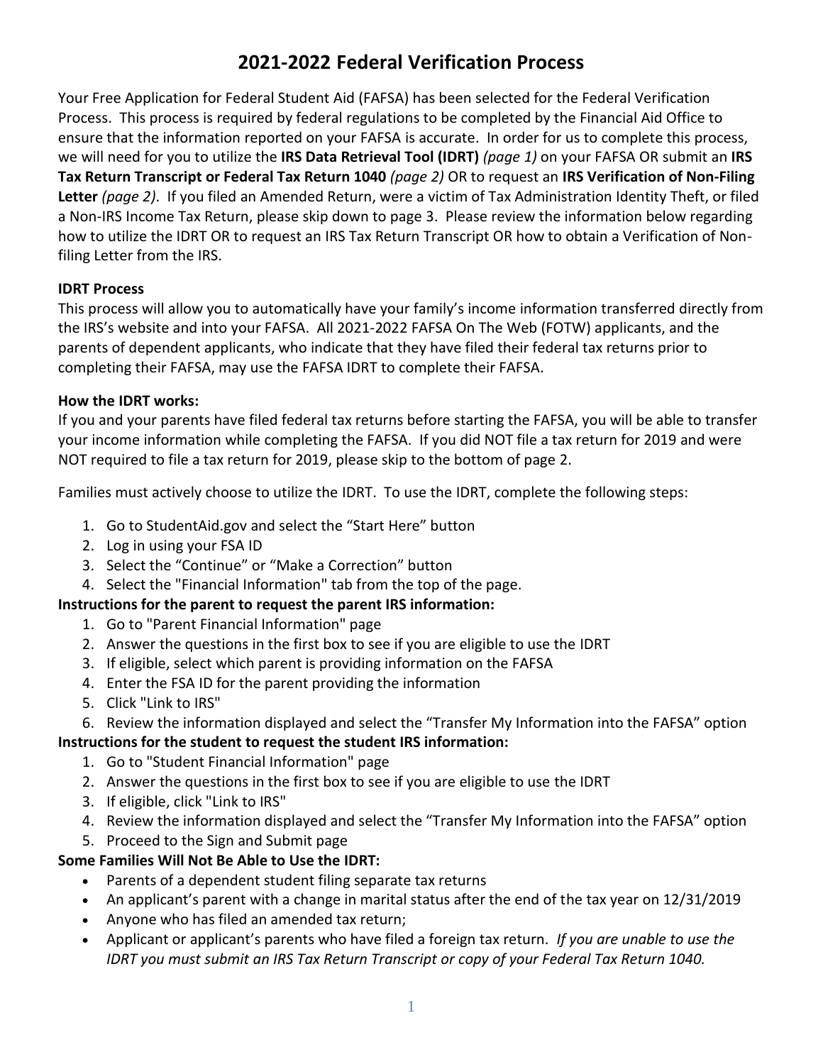# 2021-2022 Federal Verification Process

Your Free Application for Federal Student Aid (FAFSA) has been selected for the Federal Verification Process. This process is required by federal regulations to be completed by the Financial Aid Office to ensure that the information reported on your FAFSA is accurate. In order for us to complete this process, we will need for you to utilize the **IRS Data Retrieval Tool (IDRT)** *(page 1)* on your FAFSA OR submit an **IRS Tax Return Transcript or Federal Tax Return 1040** *(page 2)* OR to request an **IRS Verification of Non-Filing Letter** *(page 2)*. If you filed an Amended Return, were a victim of Tax Administration Identity Theft, or filed a Non-IRS Income Tax Return, please skip down to page 3. Please review the information below regarding how to utilize the IDRT OR to request an IRS Tax Return Transcript OR how to obtain a Verification of Non-filing Letter from the IRS.

**IDRT Process**

This process will allow you to automatically have your family's income information transferred directly from the IRS's website and into your FAFSA. All 2021-2022 FAFSA On The Web (FOTW) applicants, and the parents of dependent applicants, who indicate that they have filed their federal tax returns prior to completing their FAFSA, may use the FAFSA IDRT to complete their FAFSA.

**How the IDRT works:**

If you and your parents have filed federal tax returns before starting the FAFSA, you will be able to transfer your income information while completing the FAFSA. If you did NOT file a tax return for 2019 and were NOT required to file a tax return for 2019, please skip to the bottom of page 2.

Families must actively choose to utilize the IDRT. To use the IDRT, complete the following steps:

1. Go to StudentAid.gov and select the "Start Here" button
2. Log in using your FSA ID
3. Select the "Continue" or "Make a Correction" button
4. Select the "Financial Information" tab from the top of the page.

**Instructions for the parent to request the parent IRS information:**

1. Go to "Parent Financial Information" page
2. Answer the questions in the first box to see if you are eligible to use the IDRT
3. If eligible, select which parent is providing information on the FAFSA
4. Enter the FSA ID for the parent providing the information
5. Click "Link to IRS"
6. Review the information displayed and select the "Transfer My Information into the FAFSA" option

**Instructions for the student to request the student IRS information:**

1. Go to "Student Financial Information" page
2. Answer the questions in the first box to see if you are eligible to use the IDRT
3. If eligible, click "Link to IRS"
4. Review the information displayed and select the "Transfer My Information into the FAFSA" option
5. Proceed to the Sign and Submit page

**Some Families Will Not Be Able to Use the IDRT:**

- Parents of a dependent student filing separate tax returns
- An applicant's parent with a change in marital status after the end of the tax year on 12/31/2019
- Anyone who has filed an amended tax return;
- Applicant or applicant's parents who have filed a foreign tax return. *If you are unable to use the IDRT you must submit an IRS Tax Return Transcript or copy of your Federal Tax Return 1040.*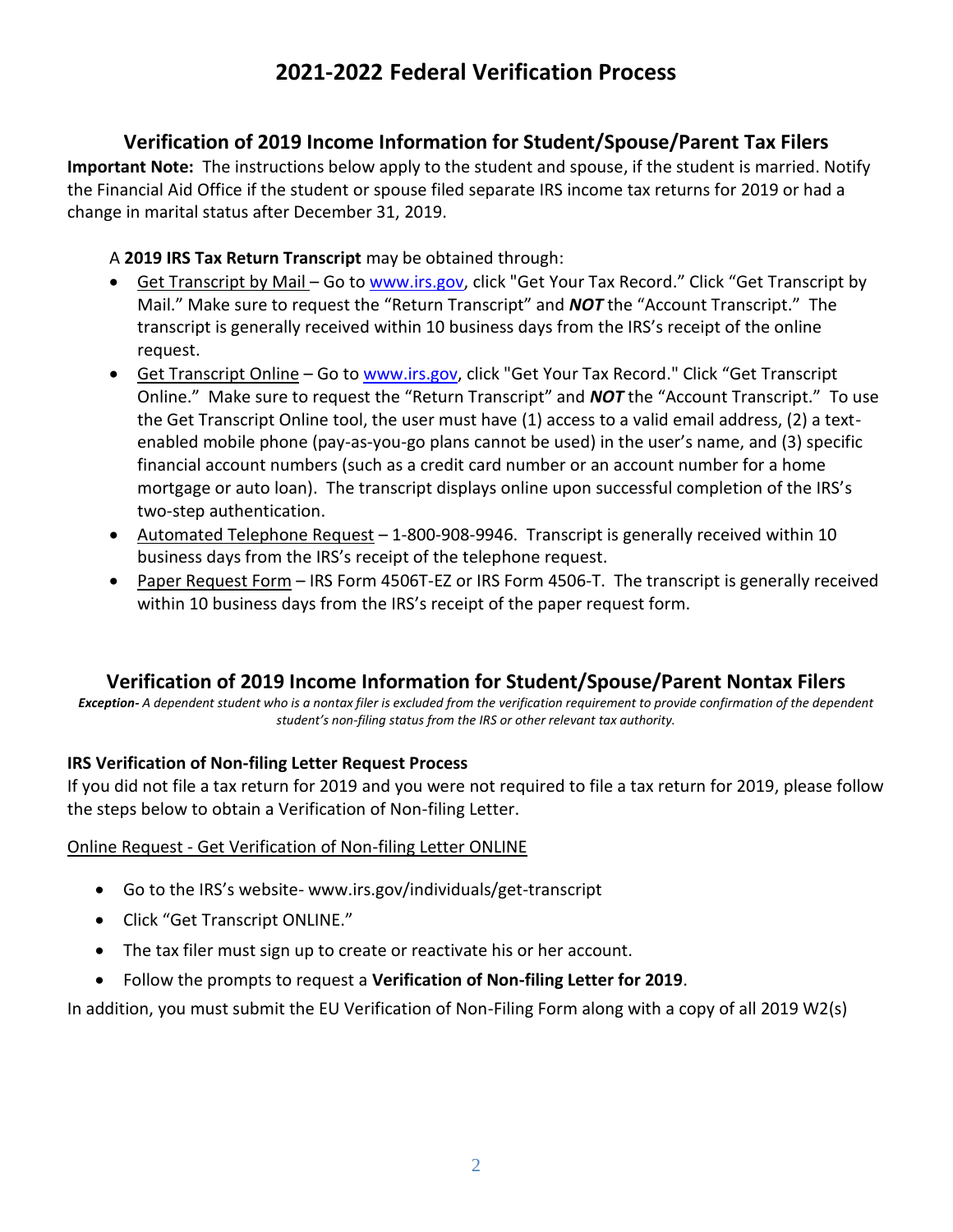# 2021-2022 Federal Verification Process

## Verification of 2019 Income Information for Student/Spouse/Parent Tax Filers

**Important Note:** The instructions below apply to the student and spouse, if the student is married. Notify the Financial Aid Office if the student or spouse filed separate IRS income tax returns for 2019 or had a change in marital status after December 31, 2019.

A **2019 IRS Tax Return Transcript** may be obtained through:

- Get Transcript by Mail – Go to www.irs.gov, click "Get Your Tax Record." Click "Get Transcript by Mail." Make sure to request the "Return Transcript" and ***NOT*** the "Account Transcript." The transcript is generally received within 10 business days from the IRS's receipt of the online request.
- Get Transcript Online – Go to www.irs.gov, click "Get Your Tax Record." Click "Get Transcript Online." Make sure to request the "Return Transcript" and ***NOT*** the "Account Transcript." To use the Get Transcript Online tool, the user must have (1) access to a valid email address, (2) a text-enabled mobile phone (pay-as-you-go plans cannot be used) in the user's name, and (3) specific financial account numbers (such as a credit card number or an account number for a home mortgage or auto loan). The transcript displays online upon successful completion of the IRS's two-step authentication.
- Automated Telephone Request – 1-800-908-9946. Transcript is generally received within 10 business days from the IRS's receipt of the telephone request.
- Paper Request Form – IRS Form 4506T-EZ or IRS Form 4506-T. The transcript is generally received within 10 business days from the IRS's receipt of the paper request form.

## Verification of 2019 Income Information for Student/Spouse/Parent Nontax Filers

***Exception-*** *A dependent student who is a nontax filer is excluded from the verification requirement to provide confirmation of the dependent student's non-filing status from the IRS or other relevant tax authority.*

### IRS Verification of Non-filing Letter Request Process

If you did not file a tax return for 2019 and you were not required to file a tax return for 2019, please follow the steps below to obtain a Verification of Non-filing Letter.

Online Request - Get Verification of Non-filing Letter ONLINE

- Go to the IRS's website- www.irs.gov/individuals/get-transcript
- Click "Get Transcript ONLINE."
- The tax filer must sign up to create or reactivate his or her account.
- Follow the prompts to request a **Verification of Non-filing Letter for 2019**.

In addition, you must submit the EU Verification of Non-Filing Form along with a copy of all 2019 W2(s)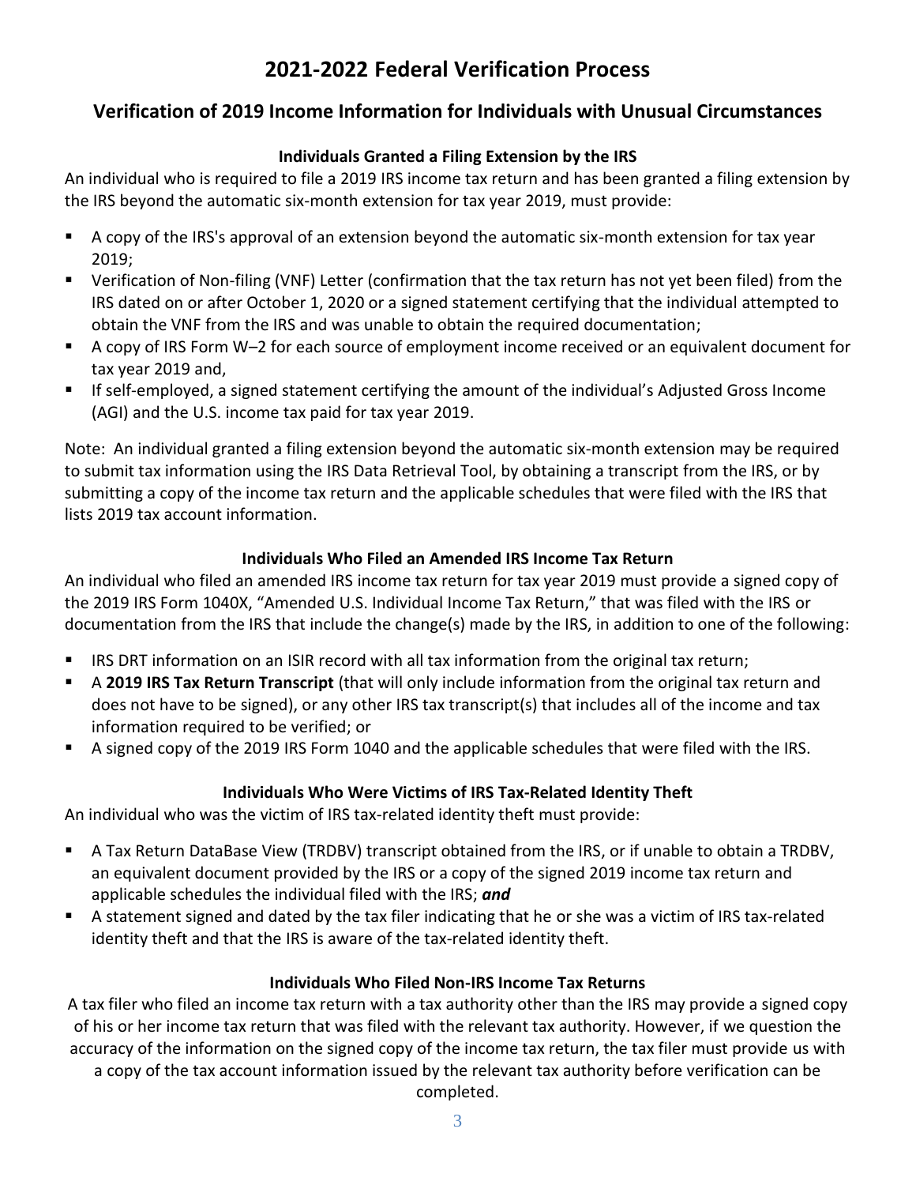# 2021-2022 Federal Verification Process

## Verification of 2019 Income Information for Individuals with Unusual Circumstances

### Individuals Granted a Filing Extension by the IRS

An individual who is required to file a 2019 IRS income tax return and has been granted a filing extension by the IRS beyond the automatic six-month extension for tax year 2019, must provide:

- A copy of the IRS's approval of an extension beyond the automatic six-month extension for tax year 2019;
- Verification of Non-filing (VNF) Letter (confirmation that the tax return has not yet been filed) from the IRS dated on or after October 1, 2020 or a signed statement certifying that the individual attempted to obtain the VNF from the IRS and was unable to obtain the required documentation;
- A copy of IRS Form W–2 for each source of employment income received or an equivalent document for tax year 2019 and,
- If self-employed, a signed statement certifying the amount of the individual's Adjusted Gross Income (AGI) and the U.S. income tax paid for tax year 2019.

Note: An individual granted a filing extension beyond the automatic six-month extension may be required to submit tax information using the IRS Data Retrieval Tool, by obtaining a transcript from the IRS, or by submitting a copy of the income tax return and the applicable schedules that were filed with the IRS that lists 2019 tax account information.

### Individuals Who Filed an Amended IRS Income Tax Return

An individual who filed an amended IRS income tax return for tax year 2019 must provide a signed copy of the 2019 IRS Form 1040X, "Amended U.S. Individual Income Tax Return," that was filed with the IRS or documentation from the IRS that include the change(s) made by the IRS, in addition to one of the following:

- IRS DRT information on an ISIR record with all tax information from the original tax return;
- A **2019 IRS Tax Return Transcript** (that will only include information from the original tax return and does not have to be signed), or any other IRS tax transcript(s) that includes all of the income and tax information required to be verified; or
- A signed copy of the 2019 IRS Form 1040 and the applicable schedules that were filed with the IRS.

### Individuals Who Were Victims of IRS Tax-Related Identity Theft

An individual who was the victim of IRS tax-related identity theft must provide:

- A Tax Return DataBase View (TRDBV) transcript obtained from the IRS, or if unable to obtain a TRDBV, an equivalent document provided by the IRS or a copy of the signed 2019 income tax return and applicable schedules the individual filed with the IRS; ***and***
- A statement signed and dated by the tax filer indicating that he or she was a victim of IRS tax-related identity theft and that the IRS is aware of the tax-related identity theft.

### Individuals Who Filed Non-IRS Income Tax Returns

A tax filer who filed an income tax return with a tax authority other than the IRS may provide a signed copy of his or her income tax return that was filed with the relevant tax authority. However, if we question the accuracy of the information on the signed copy of the income tax return, the tax filer must provide us with a copy of the tax account information issued by the relevant tax authority before verification can be completed.